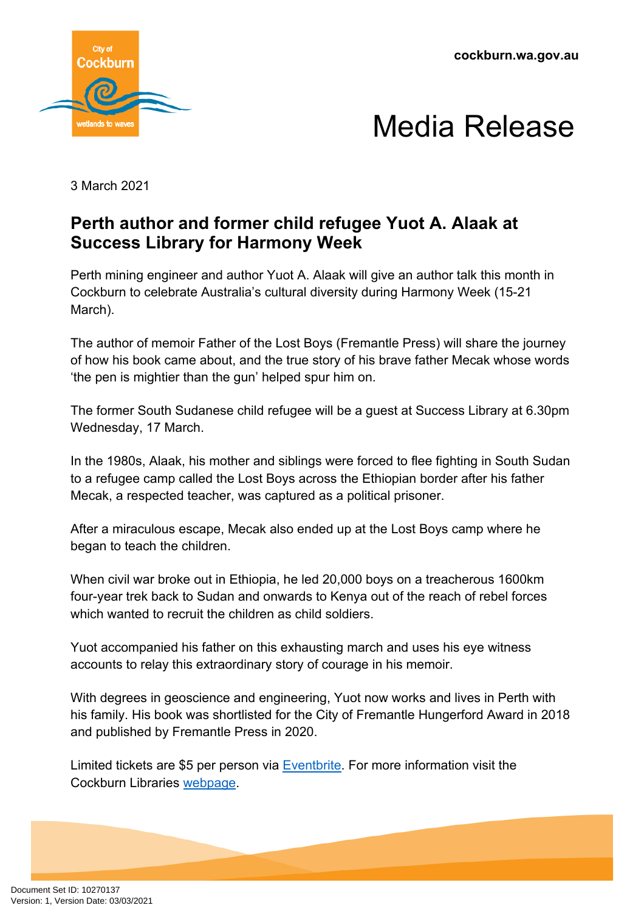cockburn.wa.gov.au

# Media Release

3 March 2021

## Perth author and former child refugee Yuot A. Alaak at Success Library for Harmony Week

Perth mining engineer and author Yuot A. Alaak will give an author talk this month in Cockburn to celebrate Australia's cultural diversity during Harmony Week (15-21 March).

The author of memoir Father of the Lost Boys (Fremantle Press) will share the journey of how his book came about, and the true story of his brave father Mecak whose words 'the pen is mightier than the gun' helped spur him on.

The former South Sudanese child refugee will be a guest at Success Library at 6.30pm Wednesday, 17 March.

In the 1980s, Alaak, his mother and siblings were forced to flee fighting in South Sudan to a refugee camp called the Lost Boys across the Ethiopian border after his father Mecak, a respected teacher, was captured as a political prisoner.

After a miraculous escape, Mecak also ended up at the Lost Boys camp where he began to teach the children.

When civil war broke out in Ethiopia, he led 20,000 boys on a treacherous 1600km four-year trek back to Sudan and onwards to Kenya out of the reach of rebel forces which wanted to recruit the children as child soldiers.

Yuot accompanied his father on this exhausting march and uses his eye witness accounts to relay this extraordinary story of courage in his memoir.

With degrees in geoscience and engineering, Yuot now works and lives in Perth with his family. His book was shortlisted for the City of Fremantle Hungerford Award in 2018 and published by Fremantle Press in 2020.

Limited tickets are $5 per person via Eventbrite. For more information visit the Cockburn Libraries webpage.

Document Set ID: 10270137
Version: 1, Version Date: 03/03/2021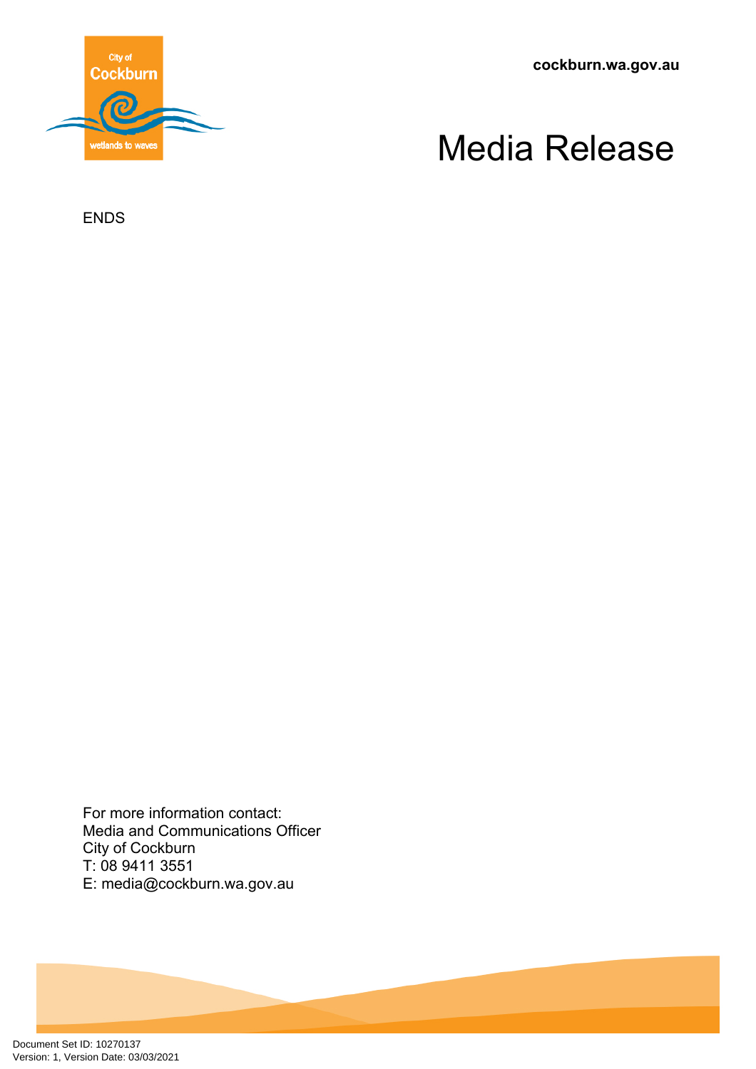ENDS

For more information contact:
Media and Communications Officer
City of Cockburn
T: 08 9411 3551
E: media@cockburn.wa.gov.au